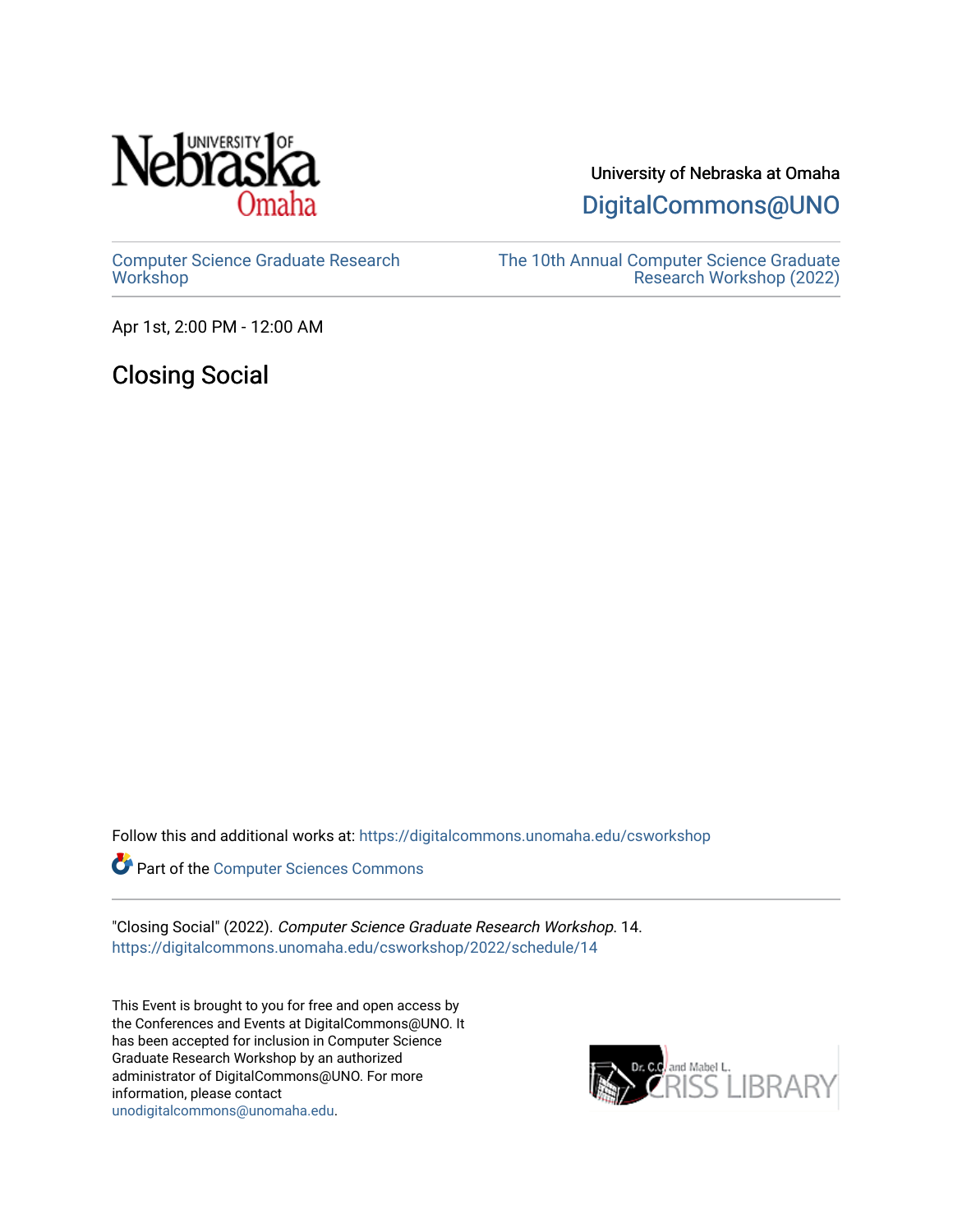University of Nebraska at Omaha

DigitalCommons@UNO

Computer Science Graduate Research Workshop

The 10th Annual Computer Science Graduate Research Workshop (2022)

Apr 1st, 2:00 PM - 12:00 AM

# Closing Social

Follow this and additional works at: https://digitalcommons.unomaha.edu/csworkshop

Part of the Computer Sciences Commons

"Closing Social" (2022). *Computer Science Graduate Research Workshop*. 14.
https://digitalcommons.unomaha.edu/csworkshop/2022/schedule/14

This Event is brought to you for free and open access by the Conferences and Events at DigitalCommons@UNO. It has been accepted for inclusion in Computer Science Graduate Research Workshop by an authorized administrator of DigitalCommons@UNO. For more information, please contact unodigitalcommons@unomaha.edu.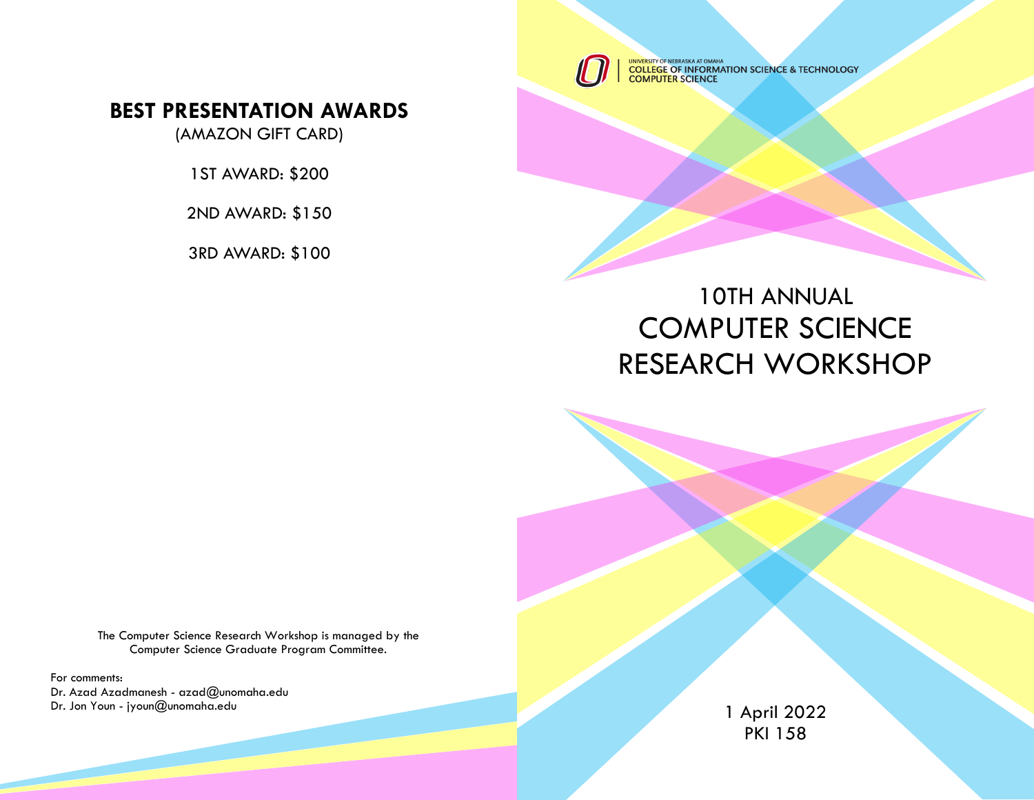## BEST PRESENTATION AWARDS

(AMAZON GIFT CARD)

1ST AWARD: $200

2ND AWARD: $150

3RD AWARD: $100

The Computer Science Research Workshop is managed by the Computer Science Graduate Program Committee.

For comments:
Dr. Azad Azadmanesh - azad@unomaha.edu
Dr. Jon Youn - jyoun@unomaha.edu

UNIVERSITY OF NEBRASKA AT OMAHA
COLLEGE OF INFORMATION SCIENCE & TECHNOLOGY
COMPUTER SCIENCE

# 10TH ANNUAL COMPUTER SCIENCE RESEARCH WORKSHOP

1 April 2022
PKI 158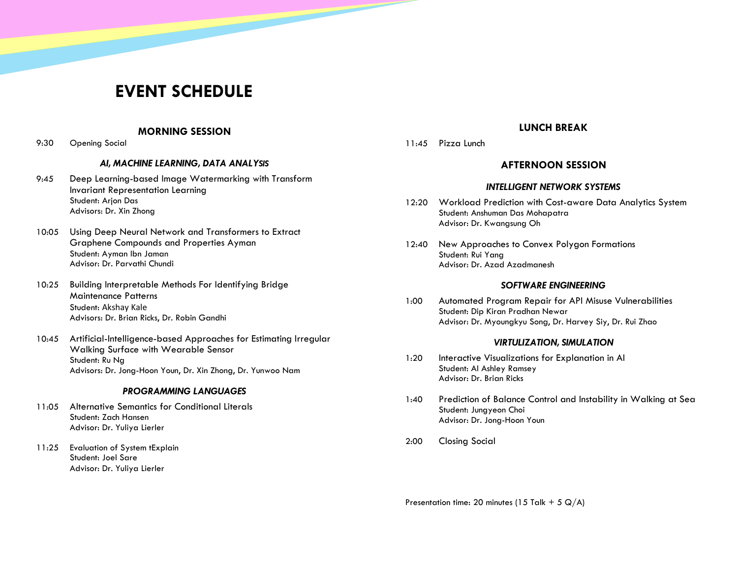# EVENT SCHEDULE

## MORNING SESSION

9:30 Opening Social

### *AI, MACHINE LEARNING, DATA ANALYSIS*

9:45 Deep Learning-based Image Watermarking with Transform Invariant Representation Learning
Student: Arjon Das
Advisors: Dr. Xin Zhong

10:05 Using Deep Neural Network and Transformers to Extract Graphene Compounds and Properties Ayman
Student: Ayman Ibn Jaman
Advisor: Dr. Parvathi Chundi

10:25 Building Interpretable Methods For Identifying Bridge Maintenance Patterns
Student: Akshay Kale
Advisors: Dr. Brian Ricks, Dr. Robin Gandhi

10:45 Artificial-Intelligence-based Approaches for Estimating Irregular Walking Surface with Wearable Sensor
Student: Ru Ng
Advisors: Dr. Jong-Hoon Youn, Dr. Xin Zhong, Dr. Yunwoo Nam

### *PROGRAMMING LANGUAGES*

11:05 Alternative Semantics for Conditional Literals
Student: Zach Hansen
Advisor: Dr. Yuliya Lierler

11:25 Evaluation of System tExplain
Student: Joel Sare
Advisor: Dr. Yuliya Lierler

## LUNCH BREAK

11:45 Pizza Lunch

## AFTERNOON SESSION

### *INTELLIGENT NETWORK SYSTEMS*

12:20 Workload Prediction with Cost-aware Data Analytics System
Student: Anshuman Das Mohapatra
Advisor: Dr. Kwangsung Oh

12:40 New Approaches to Convex Polygon Formations
Student: Rui Yang
Advisor: Dr. Azad Azadmanesh

### *SOFTWARE ENGINEERING*

1:00 Automated Program Repair for API Misuse Vulnerabilities
Student: Dip Kiran Pradhan Newar
Advisor: Dr. Myoungkyu Song, Dr. Harvey Siy, Dr. Rui Zhao

### *VIRTULIZATION, SIMULATION*

1:20 Interactive Visualizations for Explanation in AI
Student: Al Ashley Ramsey
Advisor: Dr. Brian Ricks

1:40 Prediction of Balance Control and Instability in Walking at Sea
Student: Jungyeon Choi
Advisor: Dr. Jong-Hoon Youn

2:00 Closing Social

Presentation time: 20 minutes (15 Talk + 5 Q/A)